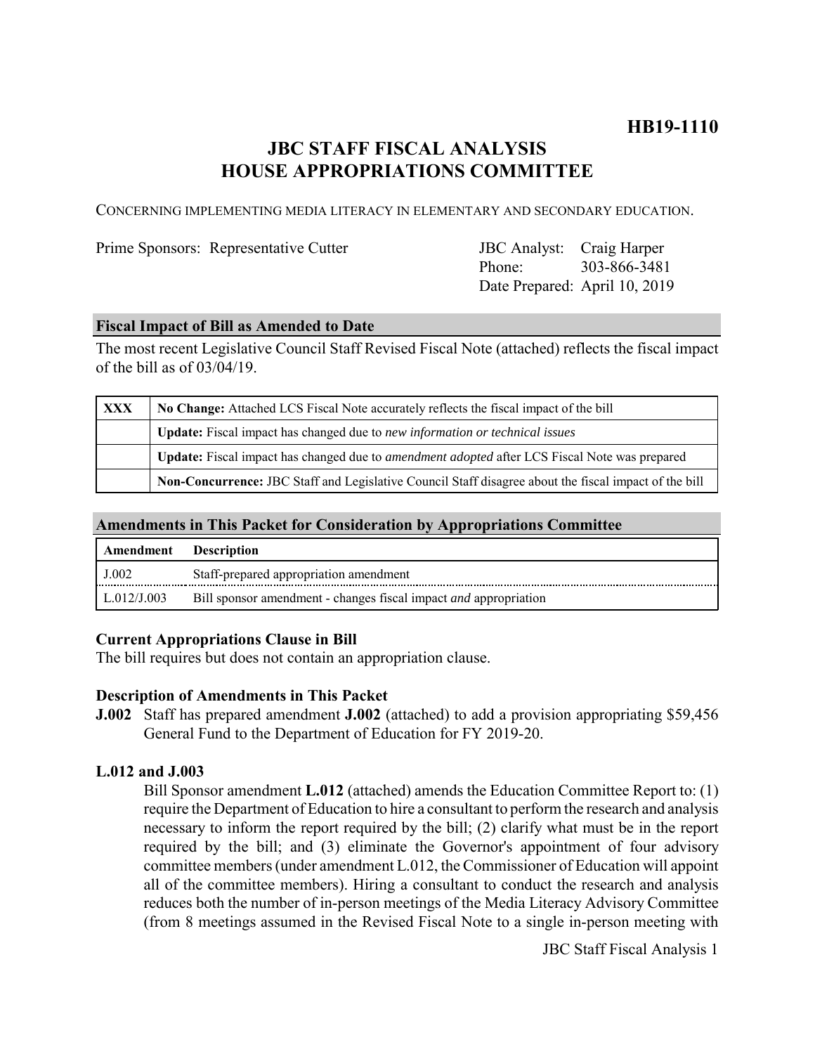**HB19-1110**

# JBC STAFF FISCAL ANALYSIS
# HOUSE APPROPRIATIONS COMMITTEE

CONCERNING IMPLEMENTING MEDIA LITERACY IN ELEMENTARY AND SECONDARY EDUCATION.

Prime Sponsors: Representative Cutter

JBC Analyst: Craig Harper
Phone: 303-866-3481
Date Prepared: April 10, 2019

### Fiscal Impact of Bill as Amended to Date

The most recent Legislative Council Staff Revised Fiscal Note (attached) reflects the fiscal impact of the bill as of 03/04/19.

| | |
|---|---|
| XXX | **No Change:** Attached LCS Fiscal Note accurately reflects the fiscal impact of the bill |
| | **Update:** Fiscal impact has changed due to *new information or technical issues* |
| | **Update:** Fiscal impact has changed due to *amendment adopted* after LCS Fiscal Note was prepared |
| | **Non-Concurrence:** JBC Staff and Legislative Council Staff disagree about the fiscal impact of the bill |

### Amendments in This Packet for Consideration by Appropriations Committee

| Amendment | Description |
|---|---|
| J.002 | Staff-prepared appropriation amendment |
| L.012/J.003 | Bill sponsor amendment - changes fiscal impact *and* appropriation |

**Current Appropriations Clause in Bill**

The bill requires but does not contain an appropriation clause.

**Description of Amendments in This Packet**

**J.002** Staff has prepared amendment **J.002** (attached) to add a provision appropriating $59,456 General Fund to the Department of Education for FY 2019-20.

**L.012 and J.003**

Bill Sponsor amendment **L.012** (attached) amends the Education Committee Report to: (1) require the Department of Education to hire a consultant to perform the research and analysis necessary to inform the report required by the bill; (2) clarify what must be in the report required by the bill; and (3) eliminate the Governor's appointment of four advisory committee members (under amendment L.012, the Commissioner of Education will appoint all of the committee members). Hiring a consultant to conduct the research and analysis reduces both the number of in-person meetings of the Media Literacy Advisory Committee (from 8 meetings assumed in the Revised Fiscal Note to a single in-person meeting with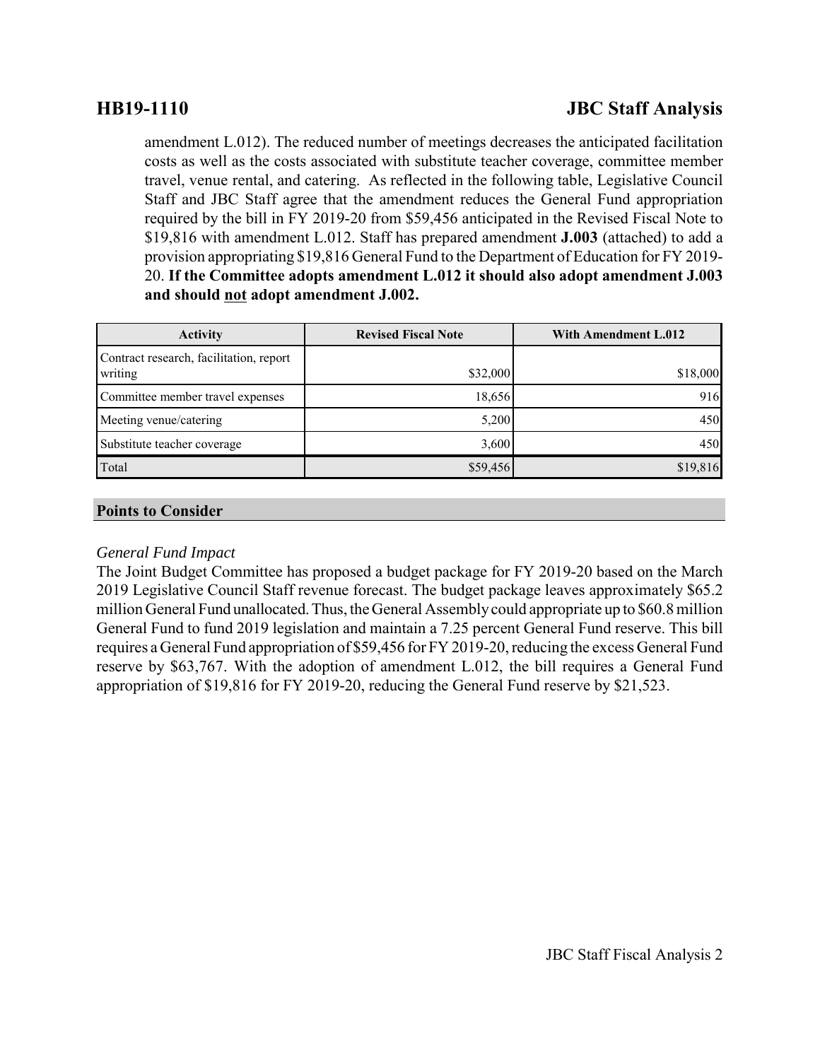amendment L.012). The reduced number of meetings decreases the anticipated facilitation costs as well as the costs associated with substitute teacher coverage, committee member travel, venue rental, and catering. As reflected in the following table, Legislative Council Staff and JBC Staff agree that the amendment reduces the General Fund appropriation required by the bill in FY 2019-20 from $59,456 anticipated in the Revised Fiscal Note to $19,816 with amendment L.012. Staff has prepared amendment **J.003** (attached) to add a provision appropriating $19,816 General Fund to the Department of Education for FY 2019-20. **If the Committee adopts amendment L.012 it should also adopt amendment J.003 and should <u>not</u> adopt amendment J.002.**

| Activity | Revised Fiscal Note | With Amendment L.012 |
| --- | --- | --- |
| Contract research, facilitation, report writing | $32,000 | $18,000 |
| Committee member travel expenses | 18,656 | 916 |
| Meeting venue/catering | 5,200 | 450 |
| Substitute teacher coverage | 3,600 | 450 |
| Total | $59,456 | $19,816 |

## Points to Consider

*General Fund Impact*

The Joint Budget Committee has proposed a budget package for FY 2019-20 based on the March 2019 Legislative Council Staff revenue forecast. The budget package leaves approximately $65.2 million General Fund unallocated. Thus, the General Assembly could appropriate up to $60.8 million General Fund to fund 2019 legislation and maintain a 7.25 percent General Fund reserve. This bill requires a General Fund appropriation of $59,456 for FY 2019-20, reducing the excess General Fund reserve by $63,767. With the adoption of amendment L.012, the bill requires a General Fund appropriation of $19,816 for FY 2019-20, reducing the General Fund reserve by $21,523.